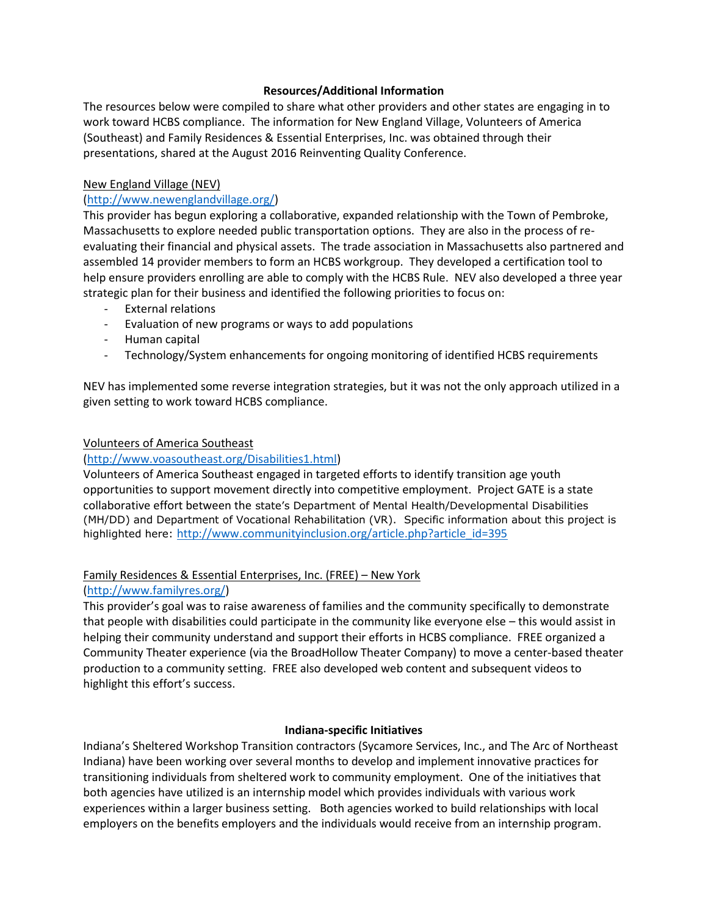## Resources/Additional Information

The resources below were compiled to share what other providers and other states are engaging in to work toward HCBS compliance. The information for New England Village, Volunteers of America (Southeast) and Family Residences & Essential Enterprises, Inc. was obtained through their presentations, shared at the August 2016 Reinventing Quality Conference.

New England Village (NEV)
(http://www.newenglandvillage.org/)
This provider has begun exploring a collaborative, expanded relationship with the Town of Pembroke, Massachusetts to explore needed public transportation options. They are also in the process of re-evaluating their financial and physical assets. The trade association in Massachusetts also partnered and assembled 14 provider members to form an HCBS workgroup. They developed a certification tool to help ensure providers enrolling are able to comply with the HCBS Rule. NEV also developed a three year strategic plan for their business and identified the following priorities to focus on:

- External relations
- Evaluation of new programs or ways to add populations
- Human capital
- Technology/System enhancements for ongoing monitoring of identified HCBS requirements

NEV has implemented some reverse integration strategies, but it was not the only approach utilized in a given setting to work toward HCBS compliance.

Volunteers of America Southeast
(http://www.voasoutheast.org/Disabilities1.html)
Volunteers of America Southeast engaged in targeted efforts to identify transition age youth opportunities to support movement directly into competitive employment. Project GATE is a state collaborative effort between the state's Department of Mental Health/Developmental Disabilities (MH/DD) and Department of Vocational Rehabilitation (VR). Specific information about this project is highlighted here: http://www.communityinclusion.org/article.php?article_id=395

Family Residences & Essential Enterprises, Inc. (FREE) – New York
(http://www.familyres.org/)
This provider's goal was to raise awareness of families and the community specifically to demonstrate that people with disabilities could participate in the community like everyone else – this would assist in helping their community understand and support their efforts in HCBS compliance. FREE organized a Community Theater experience (via the BroadHollow Theater Company) to move a center-based theater production to a community setting. FREE also developed web content and subsequent videos to highlight this effort's success.

## Indiana-specific Initiatives

Indiana's Sheltered Workshop Transition contractors (Sycamore Services, Inc., and The Arc of Northeast Indiana) have been working over several months to develop and implement innovative practices for transitioning individuals from sheltered work to community employment. One of the initiatives that both agencies have utilized is an internship model which provides individuals with various work experiences within a larger business setting. Both agencies worked to build relationships with local employers on the benefits employers and the individuals would receive from an internship program.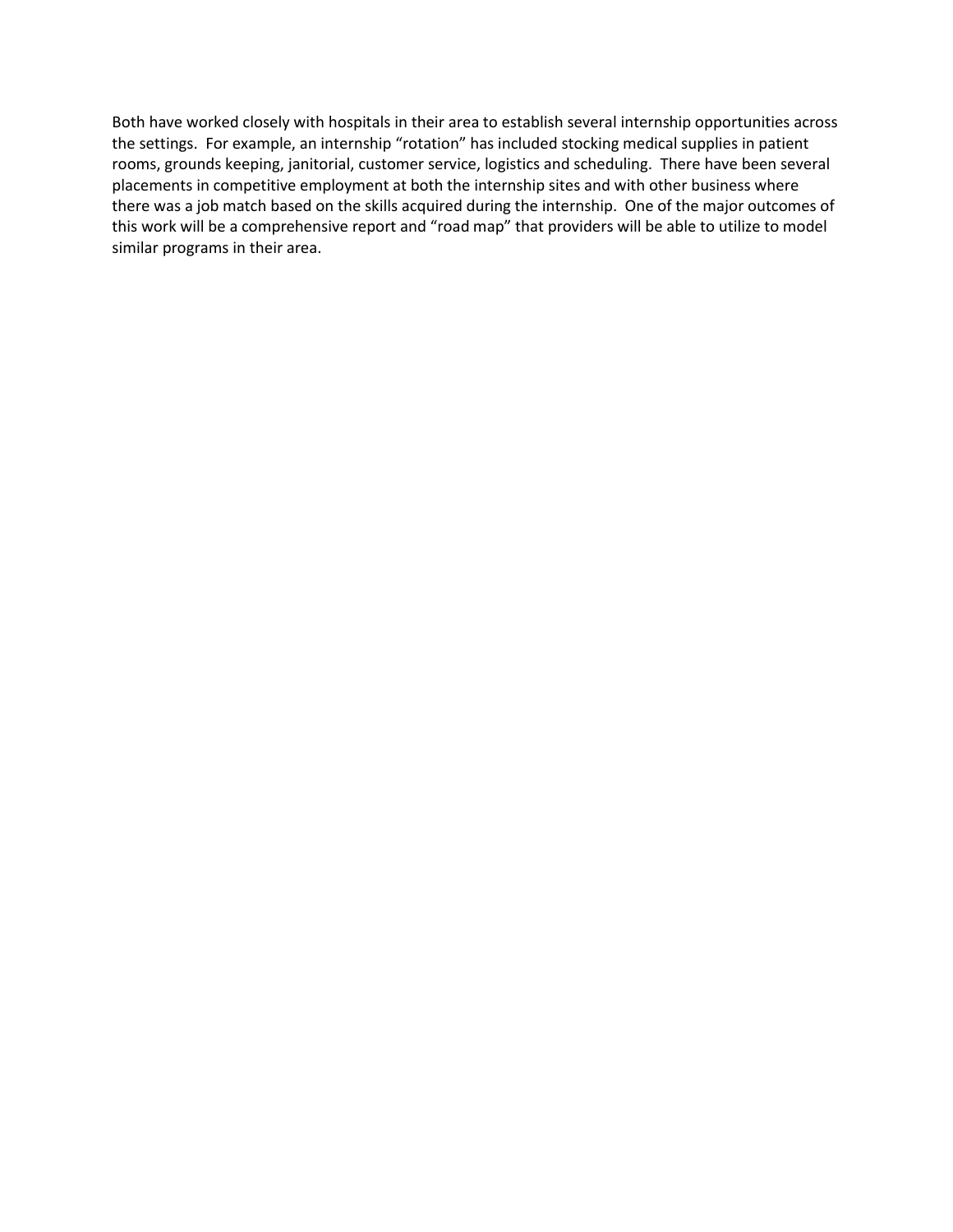Both have worked closely with hospitals in their area to establish several internship opportunities across the settings. For example, an internship "rotation" has included stocking medical supplies in patient rooms, grounds keeping, janitorial, customer service, logistics and scheduling. There have been several placements in competitive employment at both the internship sites and with other business where there was a job match based on the skills acquired during the internship. One of the major outcomes of this work will be a comprehensive report and "road map" that providers will be able to utilize to model similar programs in their area.